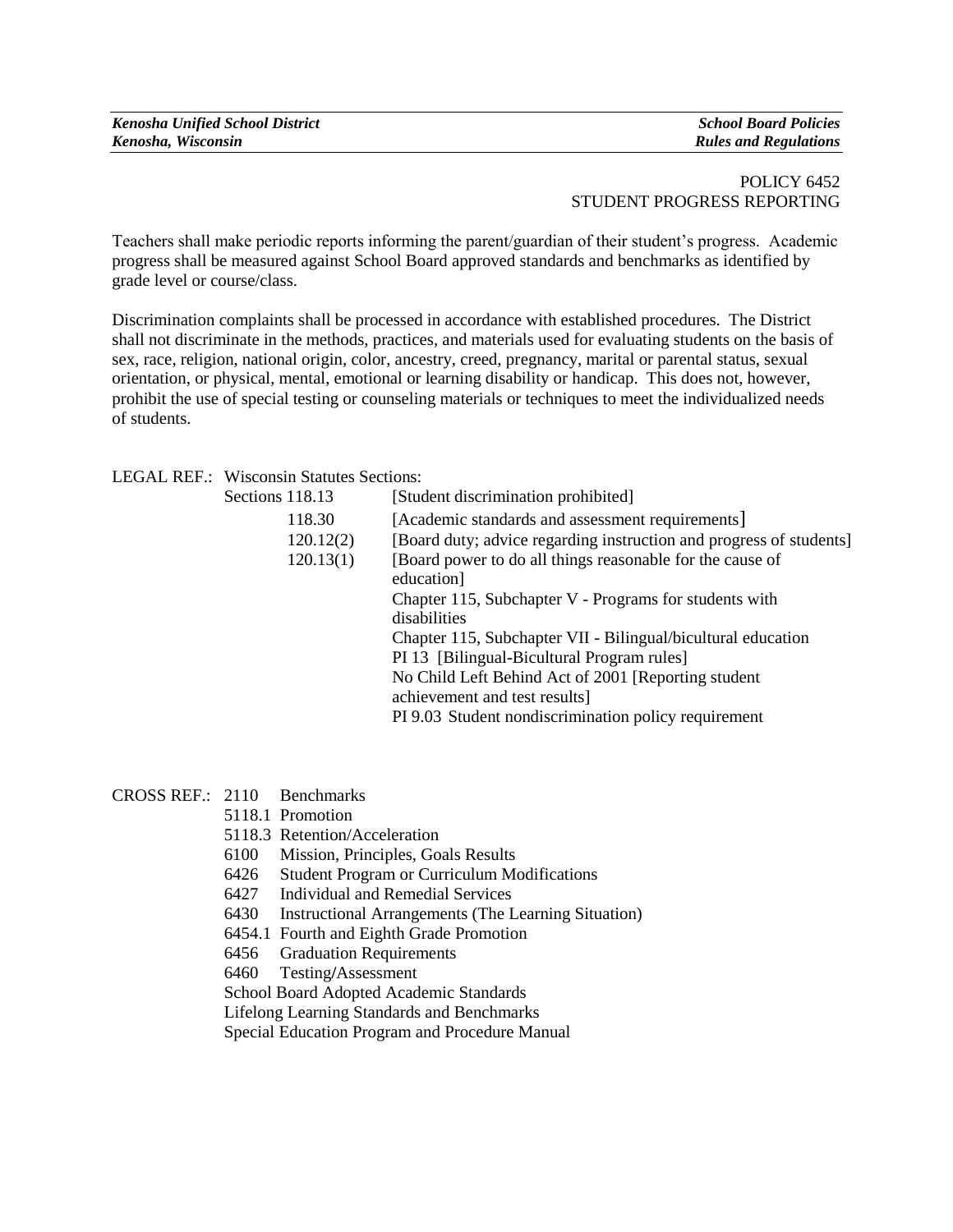*Kenosha Unified School District*
*Kenosha, Wisconsin*

*School Board Policies*
*Rules and Regulations*

POLICY 6452
STUDENT PROGRESS REPORTING

Teachers shall make periodic reports informing the parent/guardian of their student's progress. Academic progress shall be measured against School Board approved standards and benchmarks as identified by grade level or course/class.

Discrimination complaints shall be processed in accordance with established procedures. The District shall not discriminate in the methods, practices, and materials used for evaluating students on the basis of sex, race, religion, national origin, color, ancestry, creed, pregnancy, marital or parental status, sexual orientation, or physical, mental, emotional or learning disability or handicap. This does not, however, prohibit the use of special testing or counseling materials or techniques to meet the individualized needs of students.

LEGAL REF.: Wisconsin Statutes Sections:

| | |
|---|---|
| Sections 118.13 | [Student discrimination prohibited] |
| 118.30 | [Academic standards and assessment requirements] |
| 120.12(2) | [Board duty; advice regarding instruction and progress of students] |
| 120.13(1) | [Board power to do all things reasonable for the cause of education] |
| | Chapter 115, Subchapter V - Programs for students with disabilities |
| | Chapter 115, Subchapter VII - Bilingual/bicultural education |
| | PI 13 [Bilingual-Bicultural Program rules] |
| | No Child Left Behind Act of 2001 [Reporting student achievement and test results] |
| | PI 9.03 Student nondiscrimination policy requirement |

CROSS REF.:
- 2110 Benchmarks
- 5118.1 Promotion
- 5118.3 Retention/Acceleration
- 6100 Mission, Principles, Goals Results
- 6426 Student Program or Curriculum Modifications
- 6427 Individual and Remedial Services
- 6430 Instructional Arrangements (The Learning Situation)
- 6454.1 Fourth and Eighth Grade Promotion
- 6456 Graduation Requirements
- 6460 Testing/Assessment
- School Board Adopted Academic Standards
- Lifelong Learning Standards and Benchmarks
- Special Education Program and Procedure Manual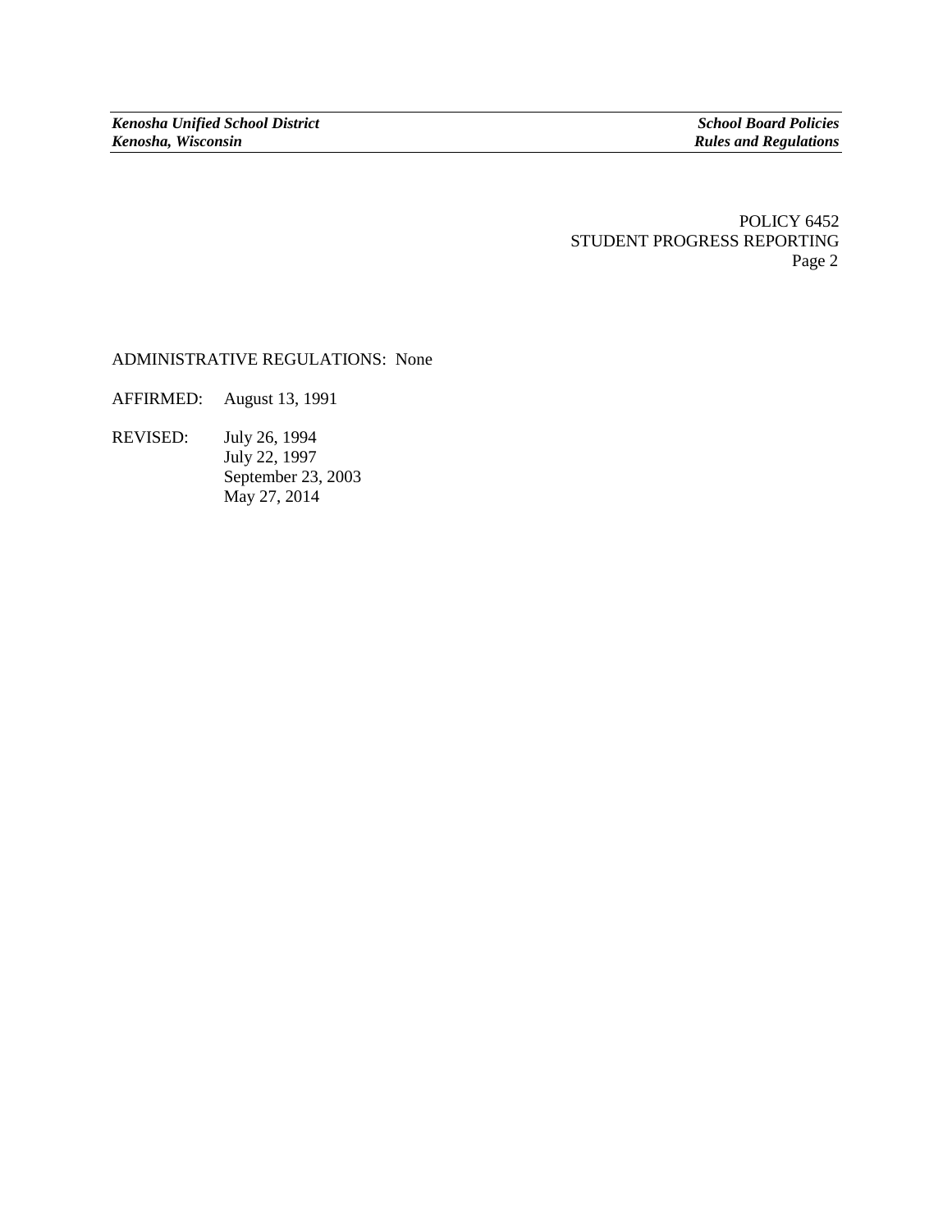ADMINISTRATIVE REGULATIONS: None

AFFIRMED: August 13, 1991

REVISED: July 26, 1994
July 22, 1997
September 23, 2003
May 27, 2014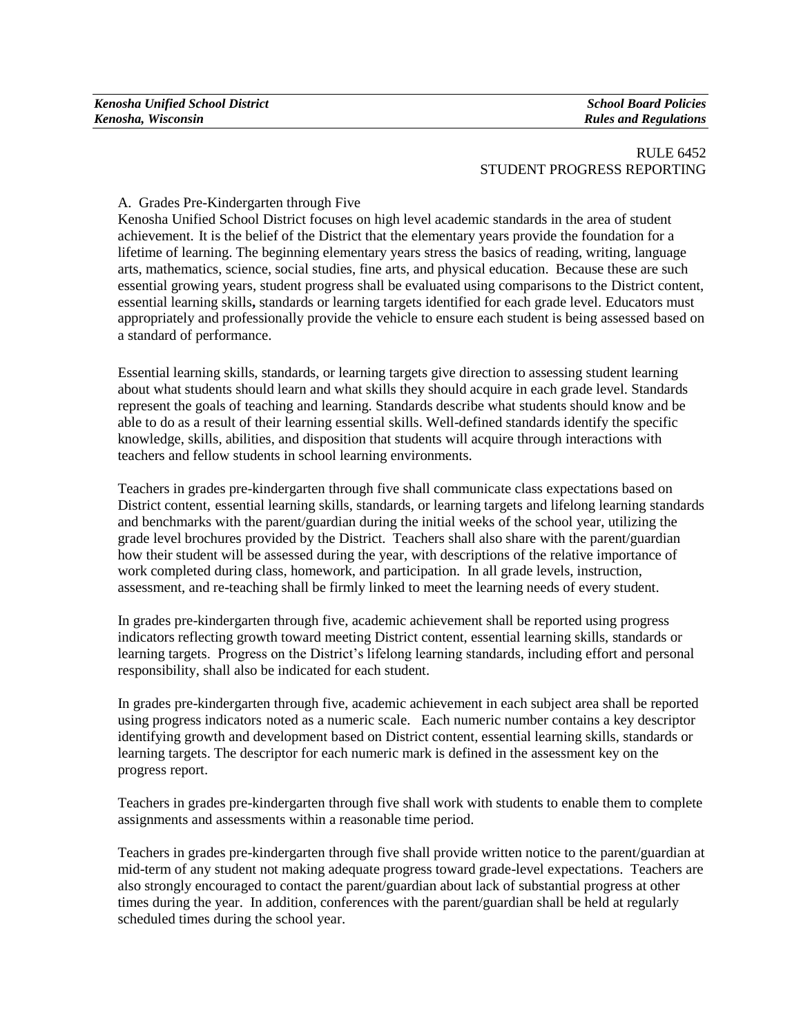RULE 6452
STUDENT PROGRESS REPORTING

A. Grades Pre-Kindergarten through Five

Kenosha Unified School District focuses on high level academic standards in the area of student achievement. It is the belief of the District that the elementary years provide the foundation for a lifetime of learning. The beginning elementary years stress the basics of reading, writing, language arts, mathematics, science, social studies, fine arts, and physical education. Because these are such essential growing years, student progress shall be evaluated using comparisons to the District content, essential learning skills**,** standards or learning targets identified for each grade level. Educators must appropriately and professionally provide the vehicle to ensure each student is being assessed based on a standard of performance.

Essential learning skills, standards, or learning targets give direction to assessing student learning about what students should learn and what skills they should acquire in each grade level. Standards represent the goals of teaching and learning. Standards describe what students should know and be able to do as a result of their learning essential skills. Well-defined standards identify the specific knowledge, skills, abilities, and disposition that students will acquire through interactions with teachers and fellow students in school learning environments.

Teachers in grades pre-kindergarten through five shall communicate class expectations based on District content, essential learning skills, standards, or learning targets and lifelong learning standards and benchmarks with the parent/guardian during the initial weeks of the school year, utilizing the grade level brochures provided by the District. Teachers shall also share with the parent/guardian how their student will be assessed during the year, with descriptions of the relative importance of work completed during class, homework, and participation. In all grade levels, instruction, assessment, and re-teaching shall be firmly linked to meet the learning needs of every student.

In grades pre-kindergarten through five, academic achievement shall be reported using progress indicators reflecting growth toward meeting District content, essential learning skills, standards or learning targets. Progress on the District's lifelong learning standards, including effort and personal responsibility, shall also be indicated for each student.

In grades pre-kindergarten through five, academic achievement in each subject area shall be reported using progress indicators noted as a numeric scale. Each numeric number contains a key descriptor identifying growth and development based on District content, essential learning skills, standards or learning targets. The descriptor for each numeric mark is defined in the assessment key on the progress report.

Teachers in grades pre-kindergarten through five shall work with students to enable them to complete assignments and assessments within a reasonable time period.

Teachers in grades pre-kindergarten through five shall provide written notice to the parent/guardian at mid-term of any student not making adequate progress toward grade-level expectations. Teachers are also strongly encouraged to contact the parent/guardian about lack of substantial progress at other times during the year. In addition, conferences with the parent/guardian shall be held at regularly scheduled times during the school year.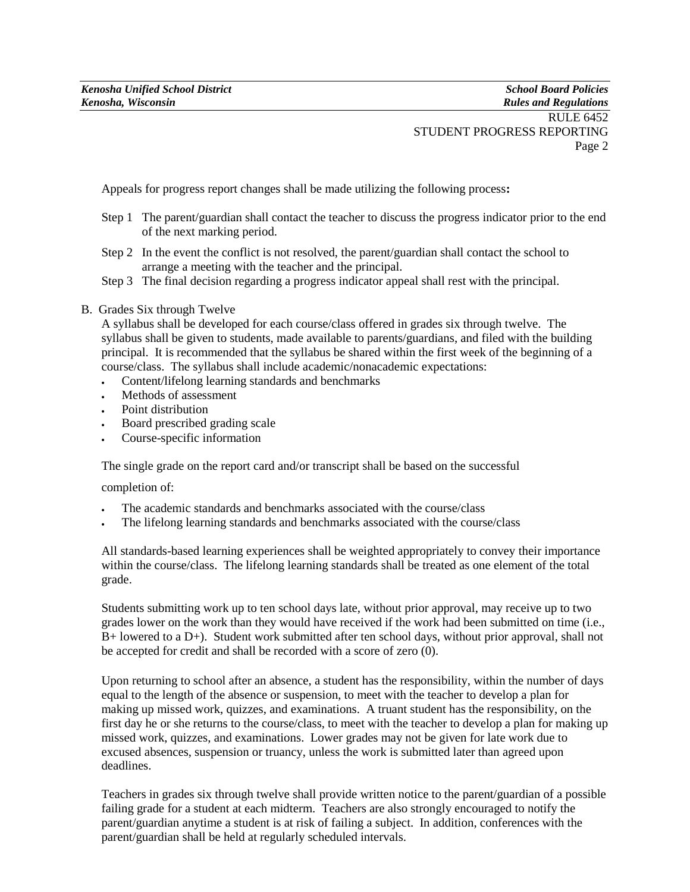Appeals for progress report changes shall be made utilizing the following process**:**

- Step 1 The parent/guardian shall contact the teacher to discuss the progress indicator prior to the end of the next marking period.
- Step 2 In the event the conflict is not resolved, the parent/guardian shall contact the school to arrange a meeting with the teacher and the principal.
- Step 3 The final decision regarding a progress indicator appeal shall rest with the principal.

B. Grades Six through Twelve

A syllabus shall be developed for each course/class offered in grades six through twelve. The syllabus shall be given to students, made available to parents/guardians, and filed with the building principal. It is recommended that the syllabus be shared within the first week of the beginning of a course/class. The syllabus shall include academic/nonacademic expectations:

- Content/lifelong learning standards and benchmarks
- Methods of assessment
- Point distribution
- Board prescribed grading scale
- Course-specific information

The single grade on the report card and/or transcript shall be based on the successful completion of:

- The academic standards and benchmarks associated with the course/class
- The lifelong learning standards and benchmarks associated with the course/class

All standards-based learning experiences shall be weighted appropriately to convey their importance within the course/class. The lifelong learning standards shall be treated as one element of the total grade.

Students submitting work up to ten school days late, without prior approval, may receive up to two grades lower on the work than they would have received if the work had been submitted on time (i.e., B+ lowered to a D+). Student work submitted after ten school days, without prior approval, shall not be accepted for credit and shall be recorded with a score of zero (0).

Upon returning to school after an absence, a student has the responsibility, within the number of days equal to the length of the absence or suspension, to meet with the teacher to develop a plan for making up missed work, quizzes, and examinations. A truant student has the responsibility, on the first day he or she returns to the course/class, to meet with the teacher to develop a plan for making up missed work, quizzes, and examinations. Lower grades may not be given for late work due to excused absences, suspension or truancy, unless the work is submitted later than agreed upon deadlines.

Teachers in grades six through twelve shall provide written notice to the parent/guardian of a possible failing grade for a student at each midterm. Teachers are also strongly encouraged to notify the parent/guardian anytime a student is at risk of failing a subject. In addition, conferences with the parent/guardian shall be held at regularly scheduled intervals.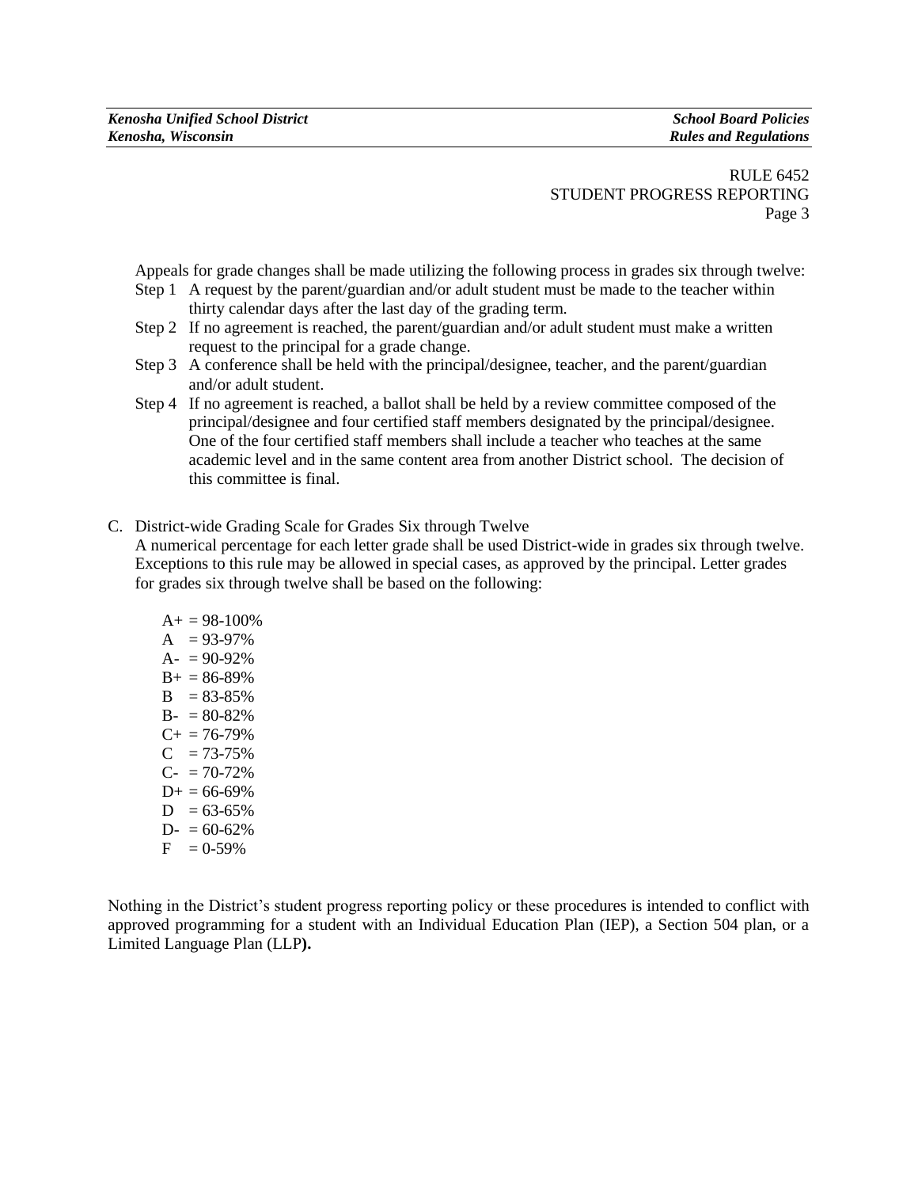Appeals for grade changes shall be made utilizing the following process in grades six through twelve:

- Step 1 A request by the parent/guardian and/or adult student must be made to the teacher within thirty calendar days after the last day of the grading term.
- Step 2 If no agreement is reached, the parent/guardian and/or adult student must make a written request to the principal for a grade change.
- Step 3 A conference shall be held with the principal/designee, teacher, and the parent/guardian and/or adult student.
- Step 4 If no agreement is reached, a ballot shall be held by a review committee composed of the principal/designee and four certified staff members designated by the principal/designee. One of the four certified staff members shall include a teacher who teaches at the same academic level and in the same content area from another District school. The decision of this committee is final.

C. District-wide Grading Scale for Grades Six through Twelve

A numerical percentage for each letter grade shall be used District-wide in grades six through twelve. Exceptions to this rule may be allowed in special cases, as approved by the principal. Letter grades for grades six through twelve shall be based on the following:

A+ = 98-100%
A = 93-97%
A- = 90-92%
B+ = 86-89%
B = 83-85%
B- = 80-82%
C+ = 76-79%
C = 73-75%
C- = 70-72%
D+ = 66-69%
D = 63-65%
D- = 60-62%
F = 0-59%

Nothing in the District's student progress reporting policy or these procedures is intended to conflict with approved programming for a student with an Individual Education Plan (IEP), a Section 504 plan, or a Limited Language Plan (LLP**).**